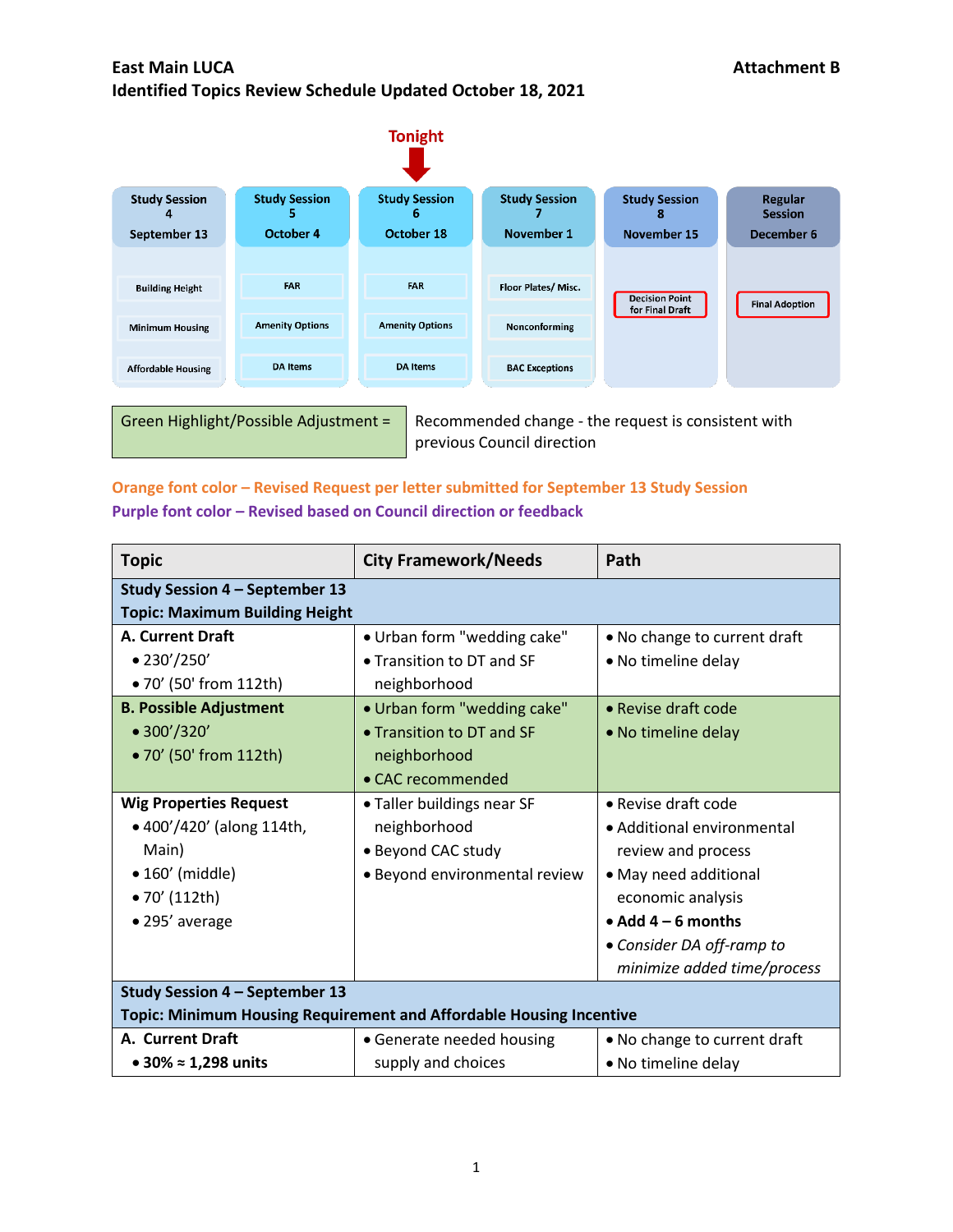**East Main LUCA** **Attachment B**

**Identified Topics Review Schedule Updated October 18, 2021**

**Tonight**

| Study Session 4 September 13 | Study Session 5 October 4 | Study Session 6 October 18 | Study Session 7 November 1 | Study Session 8 November 15 | Regular Session December 6 |
|---|---|---|---|---|---|
| Building Height | FAR | FAR | Floor Plates/ Misc. | Decision Point for Final Draft | Final Adoption |
| Minimum Housing | Amenity Options | Amenity Options | Nonconforming | | |
| Affordable Housing | DA Items | DA Items | BAC Exceptions | | |

| Green Highlight/Possible Adjustment = | Recommended change - the request is consistent with previous Council direction |
|---|---|

**Orange font color – Revised Request per letter submitted for September 13 Study Session**

**Purple font color – Revised based on Council direction or feedback**

| Topic | City Framework/Needs | Path |
|---|---|---|
| **Study Session 4 – September 13<br>Topic: Maximum Building Height** | | |
| **A. Current Draft**<br>• 230'/250'<br>• 70' (50' from 112th) | • Urban form "wedding cake"<br>• Transition to DT and SF neighborhood | • No change to current draft<br>• No timeline delay |
| **B. Possible Adjustment**<br>• 300'/320'<br>• 70' (50' from 112th) | • Urban form "wedding cake"<br>• Transition to DT and SF neighborhood<br>• CAC recommended | • Revise draft code<br>• No timeline delay |
| **Wig Properties Request**<br>• 400'/420' (along 114th, Main)<br>• 160' (middle)<br>• 70' (112th)<br>• 295' average | • Taller buildings near SF neighborhood<br>• Beyond CAC study<br>• Beyond environmental review | • Revise draft code<br>• Additional environmental review and process<br>• May need additional economic analysis<br>• **Add 4 – 6 months**<br>• *Consider DA off-ramp to minimize added time/process* |
| **Study Session 4 – September 13<br>Topic: Minimum Housing Requirement and Affordable Housing Incentive** | | |
| **A. Current Draft**<br>• **30% ≈ 1,298 units** | • Generate needed housing supply and choices | • No change to current draft<br>• No timeline delay |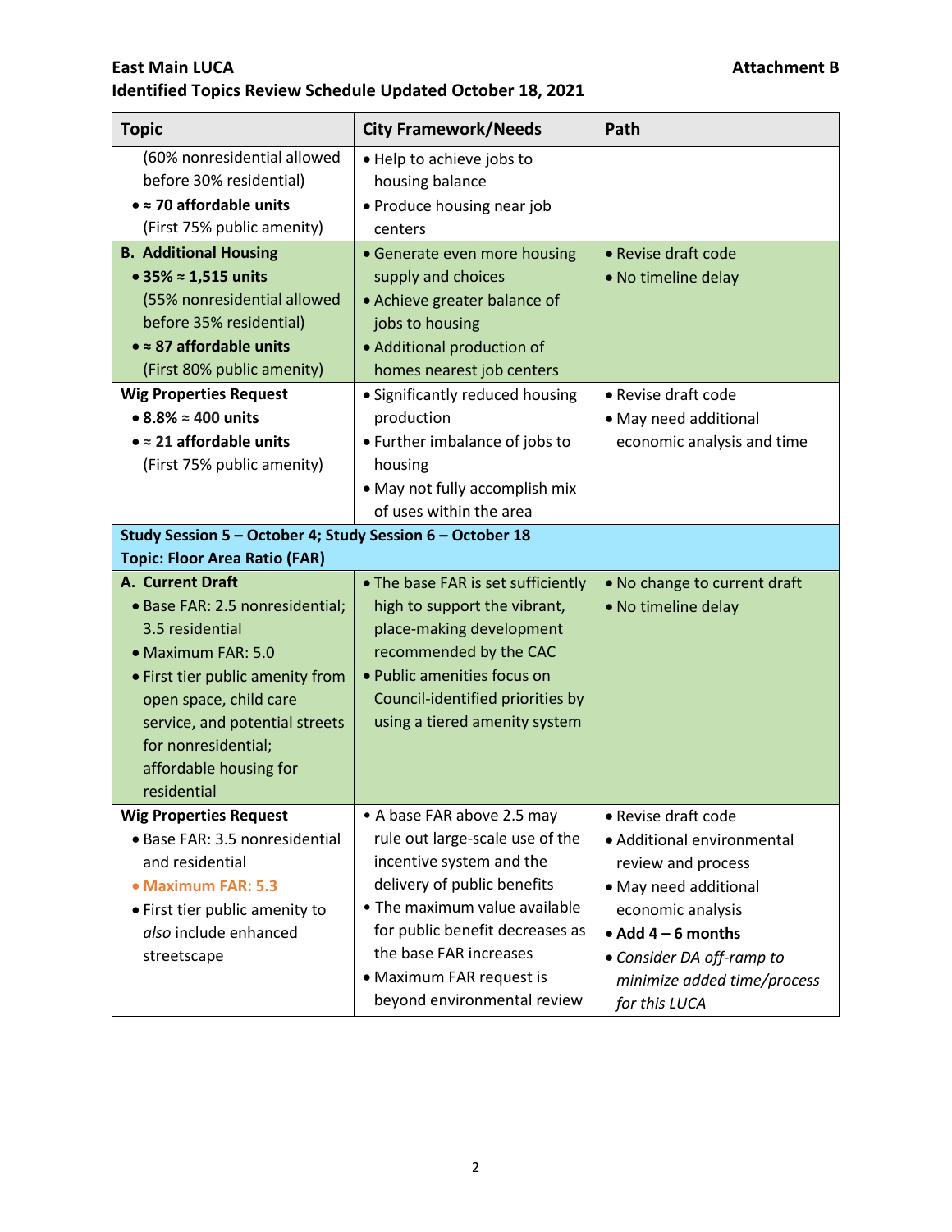**East Main LUCA** **Attachment B**

**Identified Topics Review Schedule Updated October 18, 2021**

| Topic | City Framework/Needs | Path |
|---|---|---|
| (60% nonresidential allowed before 30% residential)<br>• **≈ 70 affordable units** (First 75% public amenity) | • Help to achieve jobs to housing balance<br>• Produce housing near job centers | |
| **B. Additional Housing**<br>• **35% ≈ 1,515 units** (55% nonresidential allowed before 35% residential)<br>• **≈ 87 affordable units** (First 80% public amenity) | • Generate even more housing supply and choices<br>• Achieve greater balance of jobs to housing<br>• Additional production of homes nearest job centers | • Revise draft code<br>• No timeline delay |
| **Wig Properties Request**<br>• **8.8% ≈ 400 units**<br>• **≈ 21 affordable units** (First 75% public amenity) | • Significantly reduced housing production<br>• Further imbalance of jobs to housing<br>• May not fully accomplish mix of uses within the area | • Revise draft code<br>• May need additional economic analysis and time |
| **Study Session 5 – October 4; Study Session 6 – October 18**<br>**Topic: Floor Area Ratio (FAR)** | | |
| **A. Current Draft**<br>• Base FAR: 2.5 nonresidential; 3.5 residential<br>• Maximum FAR: 5.0<br>• First tier public amenity from open space, child care service, and potential streets for nonresidential; affordable housing for residential | • The base FAR is set sufficiently high to support the vibrant, place-making development recommended by the CAC<br>• Public amenities focus on Council-identified priorities by using a tiered amenity system | • No change to current draft<br>• No timeline delay |
| **Wig Properties Request**<br>• Base FAR: 3.5 nonresidential and residential<br>• Maximum FAR: 5.3<br>• First tier public amenity to *also* include enhanced streetscape | • A base FAR above 2.5 may rule out large-scale use of the incentive system and the delivery of public benefits<br>• The maximum value available for public benefit decreases as the base FAR increases<br>• Maximum FAR request is beyond environmental review | • Revise draft code<br>• Additional environmental review and process<br>• May need additional economic analysis<br>• **Add 4 – 6 months**<br>• *Consider DA off-ramp to minimize added time/process for this LUCA* |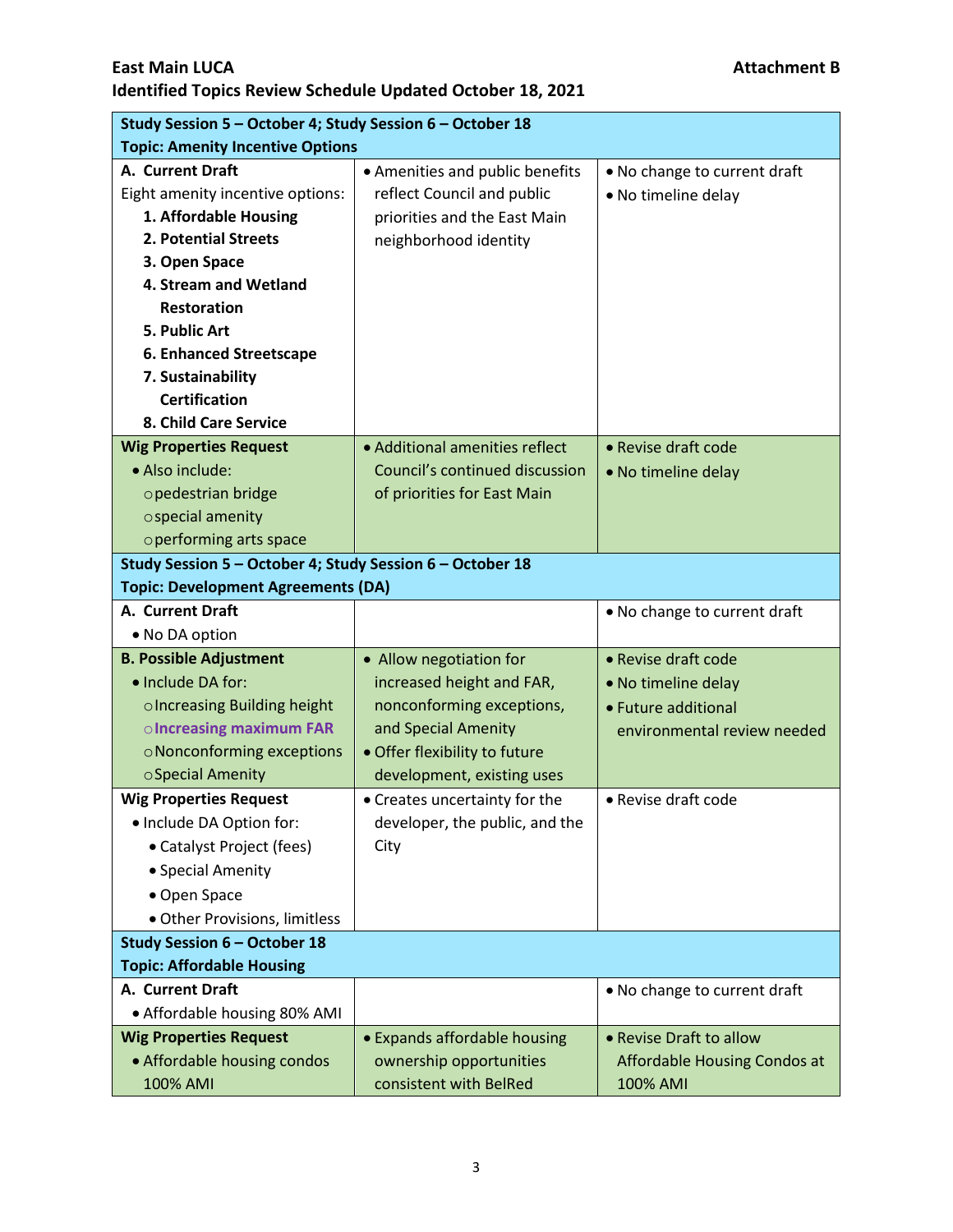**East Main LUCA** **Attachment B**

**Identified Topics Review Schedule Updated October 18, 2021**

| **Study Session 5 – October 4; Study Session 6 – October 18**<br>**Topic: Amenity Incentive Options** | | |
|---|---|---|
| **A. Current Draft**<br>Eight amenity incentive options:<br>**1. Affordable Housing**<br>**2. Potential Streets**<br>**3. Open Space**<br>**4. Stream and Wetland Restoration**<br>**5. Public Art**<br>**6. Enhanced Streetscape**<br>**7. Sustainability Certification**<br>**8. Child Care Service** | • Amenities and public benefits reflect Council and public priorities and the East Main neighborhood identity | • No change to current draft<br>• No timeline delay |
| **Wig Properties Request**<br>• Also include:<br>o pedestrian bridge<br>o special amenity<br>o performing arts space | • Additional amenities reflect Council's continued discussion of priorities for East Main | • Revise draft code<br>• No timeline delay |
| **Study Session 5 – October 4; Study Session 6 – October 18**<br>**Topic: Development Agreements (DA)** | | |
| **A. Current Draft**<br>• No DA option | | • No change to current draft |
| **B. Possible Adjustment**<br>• Include DA for:<br>o Increasing Building height<br>o **Increasing maximum FAR**<br>o Nonconforming exceptions<br>o Special Amenity | • Allow negotiation for increased height and FAR, nonconforming exceptions, and Special Amenity<br>• Offer flexibility to future development, existing uses | • Revise draft code<br>• No timeline delay<br>• Future additional environmental review needed |
| **Wig Properties Request**<br>• Include DA Option for:<br>• Catalyst Project (fees)<br>• Special Amenity<br>• Open Space<br>• Other Provisions, limitless | • Creates uncertainty for the developer, the public, and the City | • Revise draft code |
| **Study Session 6 – October 18**<br>**Topic: Affordable Housing** | | |
| **A. Current Draft**<br>• Affordable housing 80% AMI | | • No change to current draft |
| **Wig Properties Request**<br>• Affordable housing condos 100% AMI | • Expands affordable housing ownership opportunities consistent with BelRed | • Revise Draft to allow Affordable Housing Condos at 100% AMI |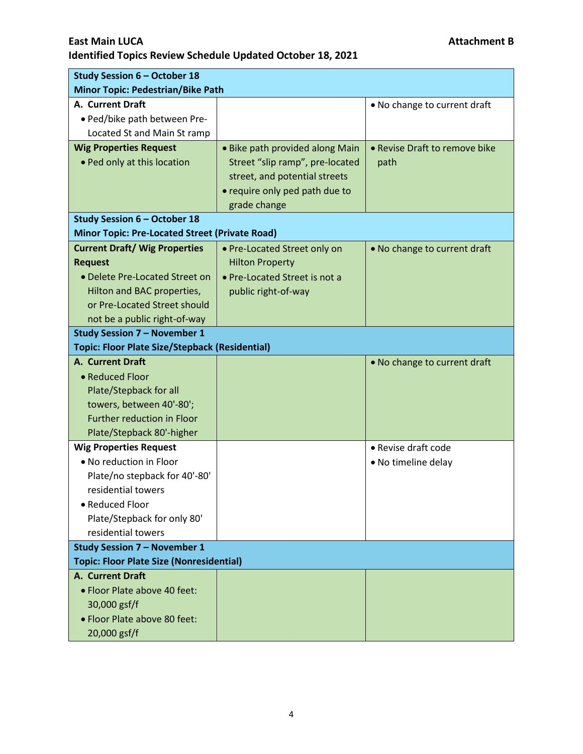**East Main LUCA** **Attachment B**

**Identified Topics Review Schedule Updated October 18, 2021**

| **Study Session 6 – October 18**<br>**Minor Topic: Pedestrian/Bike Path** | | |
|---|---|---|
| **A. Current Draft**<br>• Ped/bike path between Pre-Located St and Main St ramp | | • No change to current draft |
| **Wig Properties Request**<br>• Ped only at this location | • Bike path provided along Main Street "slip ramp", pre-located street, and potential streets<br>• require only ped path due to grade change | • Revise Draft to remove bike path |
| **Study Session 6 – October 18**<br>**Minor Topic: Pre-Located Street (Private Road)** | | |
| **Current Draft/ Wig Properties Request**<br>• Delete Pre-Located Street on Hilton and BAC properties, or Pre-Located Street should not be a public right-of-way | • Pre-Located Street only on Hilton Property<br>• Pre-Located Street is not a public right-of-way | • No change to current draft |
| **Study Session 7 – November 1**<br>**Topic: Floor Plate Size/Stepback (Residential)** | | |
| **A. Current Draft**<br>• Reduced Floor Plate/Stepback for all towers, between 40'-80'; Further reduction in Floor Plate/Stepback 80'-higher | | • No change to current draft |
| **Wig Properties Request**<br>• No reduction in Floor Plate/no stepback for 40'-80' residential towers<br>• Reduced Floor Plate/Stepback for only 80' residential towers | | • Revise draft code<br>• No timeline delay |
| **Study Session 7 – November 1**<br>**Topic: Floor Plate Size (Nonresidential)** | | |
| **A. Current Draft**<br>• Floor Plate above 40 feet: 30,000 gsf/f<br>• Floor Plate above 80 feet: 20,000 gsf/f | | |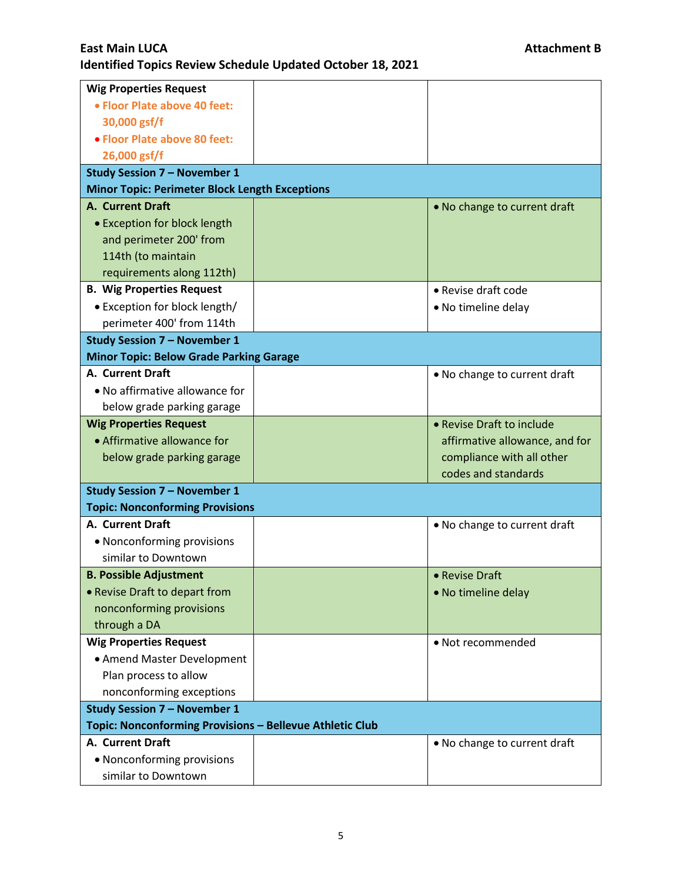**East Main LUCA** **Attachment B**

**Identified Topics Review Schedule Updated October 18, 2021**

| | | |
|---|---|---|
| **Wig Properties Request**<br>• **Floor Plate above 40 feet: 30,000 gsf/f**<br>• **Floor Plate above 80 feet: 26,000 gsf/f** | | |
| **Study Session 7 – November 1**<br>**Minor Topic: Perimeter Block Length Exceptions** | | |
| **A. Current Draft**<br>• Exception for block length and perimeter 200' from 114th (to maintain requirements along 112th) | | • No change to current draft |
| **B. Wig Properties Request**<br>• Exception for block length/ perimeter 400' from 114th | | • Revise draft code<br>• No timeline delay |
| **Study Session 7 – November 1**<br>**Minor Topic: Below Grade Parking Garage** | | |
| **A. Current Draft**<br>• No affirmative allowance for below grade parking garage | | • No change to current draft |
| **Wig Properties Request**<br>• Affirmative allowance for below grade parking garage | | • Revise Draft to include affirmative allowance, and for compliance with all other codes and standards |
| **Study Session 7 – November 1**<br>**Topic: Nonconforming Provisions** | | |
| **A. Current Draft**<br>• Nonconforming provisions similar to Downtown | | • No change to current draft |
| **B. Possible Adjustment**<br>• Revise Draft to depart from nonconforming provisions through a DA | | • Revise Draft<br>• No timeline delay |
| **Wig Properties Request**<br>• Amend Master Development Plan process to allow nonconforming exceptions | | • Not recommended |
| **Study Session 7 – November 1**<br>**Topic: Nonconforming Provisions – Bellevue Athletic Club** | | |
| **A. Current Draft**<br>• Nonconforming provisions similar to Downtown | | • No change to current draft |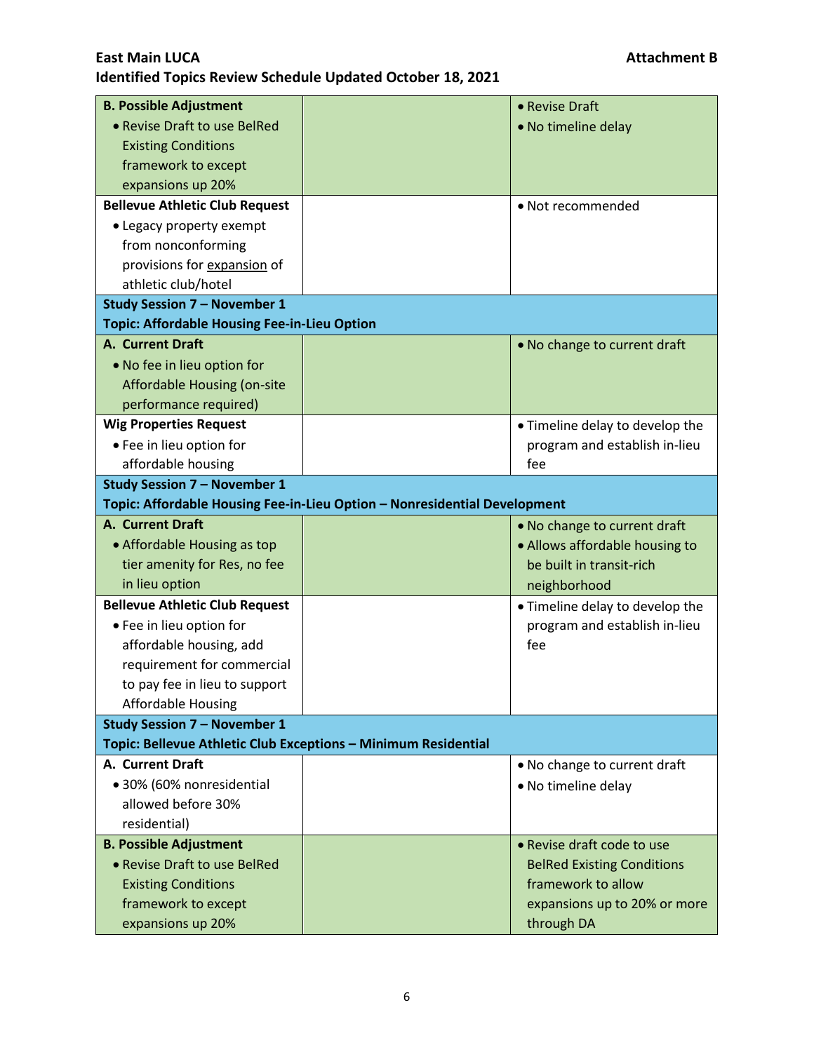**East Main LUCA** **Attachment B**

**Identified Topics Review Schedule Updated October 18, 2021**

| | | |
|---|---|---|
| **B. Possible Adjustment**<br>• Revise Draft to use BelRed Existing Conditions framework to except expansions up 20% | | • Revise Draft<br>• No timeline delay |
| **Bellevue Athletic Club Request**<br>• Legacy property exempt from nonconforming provisions for expansion of athletic club/hotel | | • Not recommended |
| **Study Session 7 – November 1**<br>**Topic: Affordable Housing Fee-in-Lieu Option** | | |
| **A. Current Draft**<br>• No fee in lieu option for Affordable Housing (on-site performance required) | | • No change to current draft |
| **Wig Properties Request**<br>• Fee in lieu option for affordable housing | | • Timeline delay to develop the program and establish in-lieu fee |
| **Study Session 7 – November 1**<br>**Topic: Affordable Housing Fee-in-Lieu Option – Nonresidential Development** | | |
| **A. Current Draft**<br>• Affordable Housing as top tier amenity for Res, no fee in lieu option | | • No change to current draft<br>• Allows affordable housing to be built in transit-rich neighborhood |
| **Bellevue Athletic Club Request**<br>• Fee in lieu option for affordable housing, add requirement for commercial to pay fee in lieu to support Affordable Housing | | • Timeline delay to develop the program and establish in-lieu fee |
| **Study Session 7 – November 1**<br>**Topic: Bellevue Athletic Club Exceptions – Minimum Residential** | | |
| **A. Current Draft**<br>• 30% (60% nonresidential allowed before 30% residential) | | • No change to current draft<br>• No timeline delay |
| **B. Possible Adjustment**<br>• Revise Draft to use BelRed Existing Conditions framework to except expansions up 20% | | • Revise draft code to use BelRed Existing Conditions framework to allow expansions up to 20% or more through DA |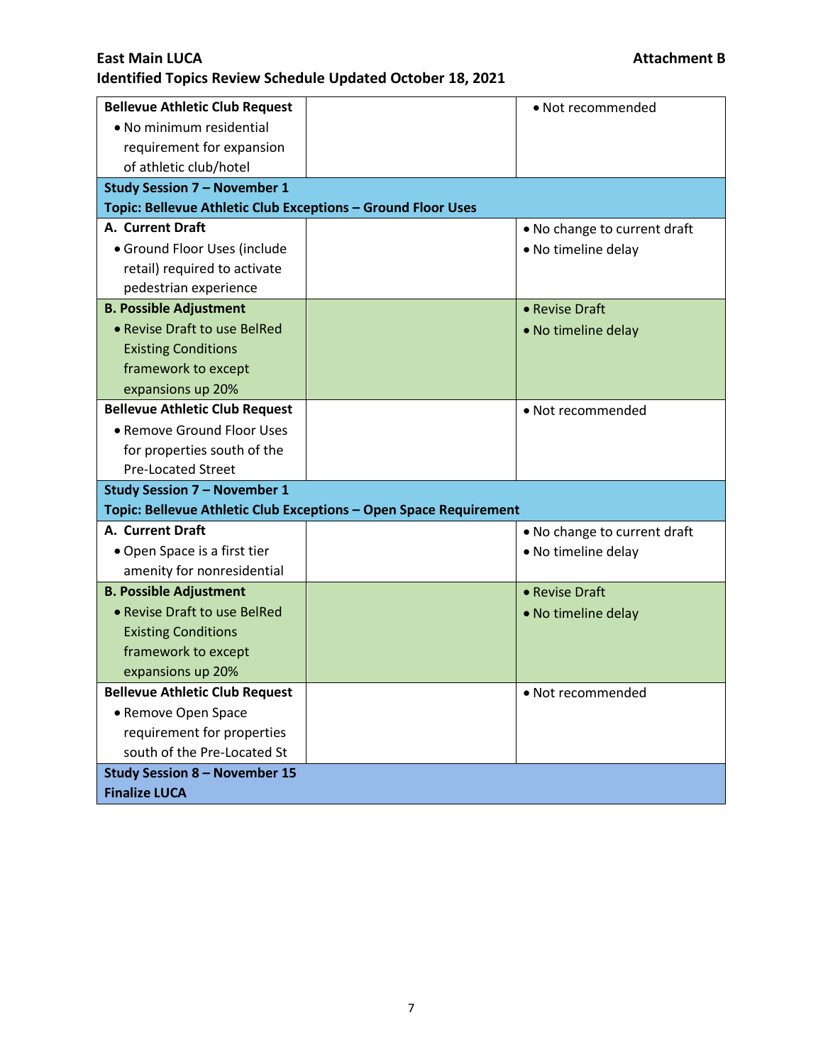**East Main LUCA** **Attachment B**

**Identified Topics Review Schedule Updated October 18, 2021**

| | | |
|---|---|---|
| **Bellevue Athletic Club Request**<br>• No minimum residential requirement for expansion of athletic club/hotel | | • Not recommended |
| **Study Session 7 – November 1**<br>**Topic: Bellevue Athletic Club Exceptions – Ground Floor Uses** | | |
| **A. Current Draft**<br>• Ground Floor Uses (include retail) required to activate pedestrian experience | | • No change to current draft<br>• No timeline delay |
| **B. Possible Adjustment**<br>• Revise Draft to use BelRed Existing Conditions framework to except expansions up 20% | | • Revise Draft<br>• No timeline delay |
| **Bellevue Athletic Club Request**<br>• Remove Ground Floor Uses for properties south of the Pre-Located Street | | • Not recommended |
| **Study Session 7 – November 1**<br>**Topic: Bellevue Athletic Club Exceptions – Open Space Requirement** | | |
| **A. Current Draft**<br>• Open Space is a first tier amenity for nonresidential | | • No change to current draft<br>• No timeline delay |
| **B. Possible Adjustment**<br>• Revise Draft to use BelRed Existing Conditions framework to except expansions up 20% | | • Revise Draft<br>• No timeline delay |
| **Bellevue Athletic Club Request**<br>• Remove Open Space requirement for properties south of the Pre-Located St | | • Not recommended |
| **Study Session 8 – November 15**<br>**Finalize LUCA** | | |